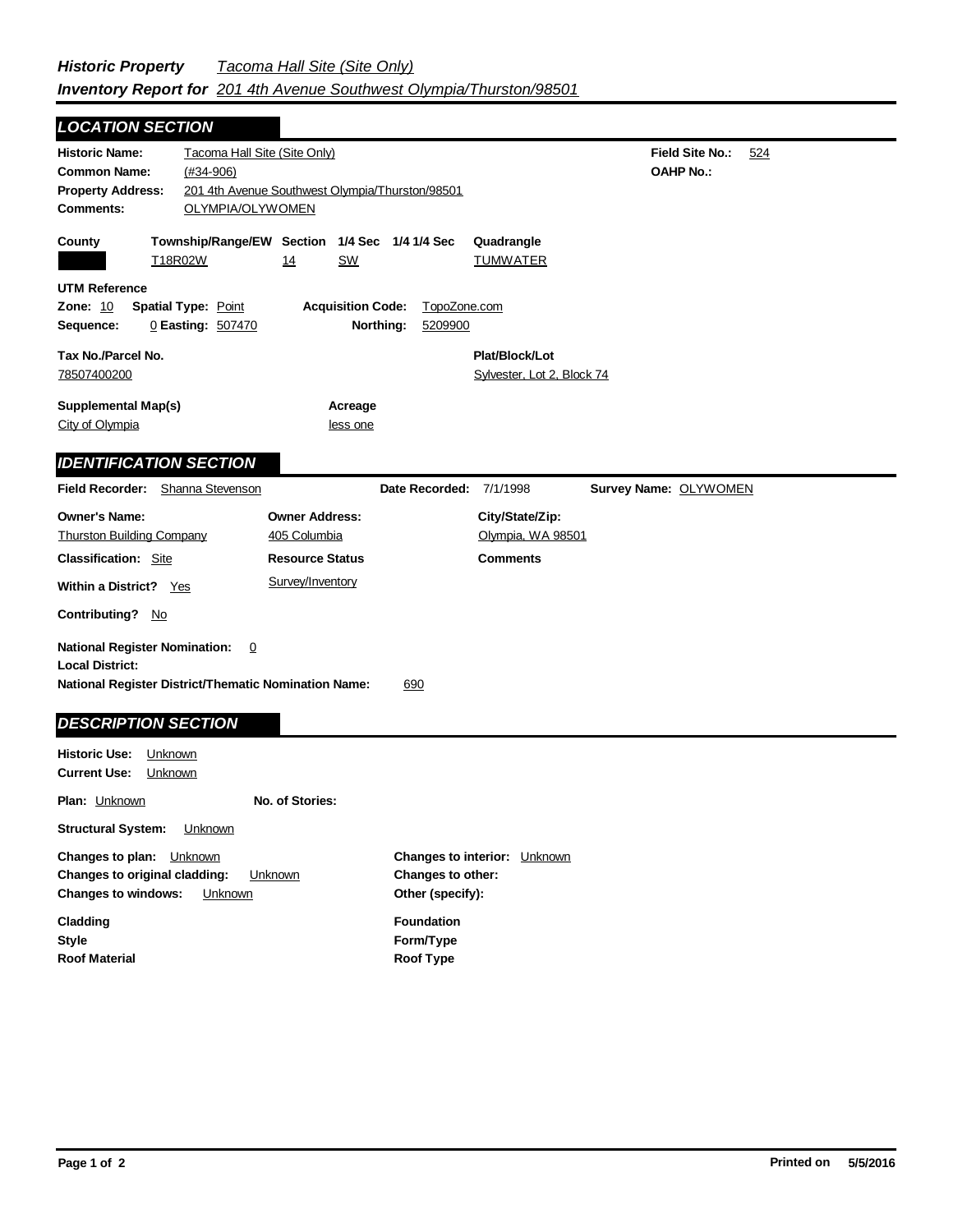***Historic Property Inventory Report for*** *Tacoma Hall Site (Site Only)*
*201 4th Avenue Southwest Olympia/Thurston/98501*

## LOCATION SECTION

**Historic Name:** Tacoma Hall Site (Site Only)
**Common Name:** (#34-906)
**Property Address:** 201 4th Avenue Southwest Olympia/Thurston/98501
**Comments:** OLYMPIA/OLYWOMEN

**Field Site No.:** 524
**OAHP No.:**

| County | Township/Range/EW | Section | 1/4 Sec | 1/4 1/4 Sec | Quadrangle |
|---|---|---|---|---|---|
| | T18R02W | 14 | SW | | TUMWATER |

**UTM Reference**
**Zone:** 10 **Spatial Type:** Point **Acquisition Code:** TopoZone.com
**Sequence:** 0 **Easting:** 507470 **Northing:** 5209900

**Tax No./Parcel No.**
78507400200

**Plat/Block/Lot**
Sylvester, Lot 2, Block 74

**Supplemental Map(s)**
City of Olympia

**Acreage**
less one

## IDENTIFICATION SECTION

**Field Recorder:** Shanna Stevenson **Date Recorded:** 7/1/1998 **Survey Name:** OLYWOMEN

| Owner's Name: | Owner Address: | City/State/Zip: |
|---|---|---|
| Thurston Building Company | 405 Columbia | Olympia, WA 98501 |

**Classification:** Site
**Resource Status:** Survey/Inventory
**Comments**

**Within a District?** Yes

**Contributing?** No

**National Register Nomination:** 0
**Local District:**
**National Register District/Thematic Nomination Name:** 690

## DESCRIPTION SECTION

**Historic Use:** Unknown
**Current Use:** Unknown

**Plan:** Unknown **No. of Stories:**

**Structural System:** Unknown

**Changes to plan:** Unknown
**Changes to original cladding:** Unknown
**Changes to windows:** Unknown
**Changes to interior:** Unknown
**Changes to other:**
**Other (specify):**

**Cladding**
**Style**
**Roof Material**
**Foundation**
**Form/Type**
**Roof Type**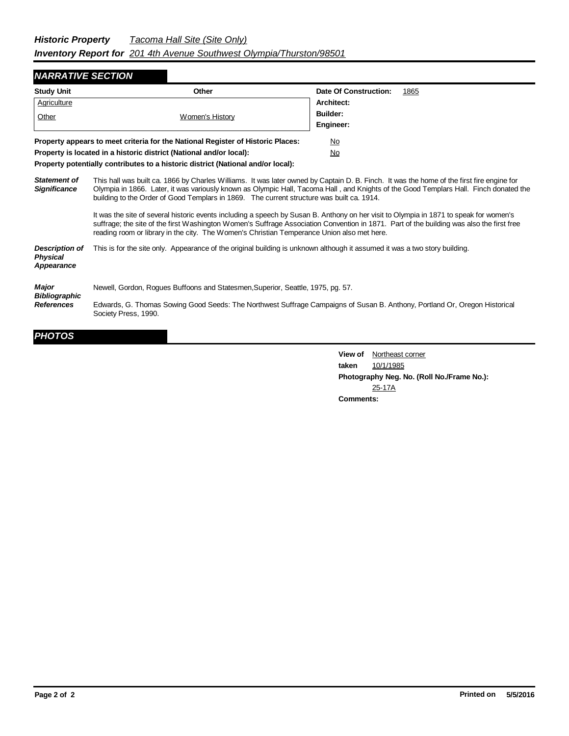**Historic Property** *Tacoma Hall Site (Site Only)*
**Inventory Report for** *201 4th Avenue Southwest Olympia/Thurston/98501*

## NARRATIVE SECTION

| Study Unit | Other |
| --- | --- |
| Agriculture | |
| Other | Women's History |

**Date Of Construction:** 1865
**Architect:**
**Builder:**
**Engineer:**

**Property appears to meet criteria for the National Register of Historic Places:** No
**Property is located in a historic district (National and/or local):** No
**Property potentially contributes to a historic district (National and/or local):**

***Statement of Significance***

This hall was built ca. 1866 by Charles Williams. It was later owned by Captain D. B. Finch. It was the home of the first fire engine for Olympia in 1866. Later, it was variously known as Olympic Hall, Tacoma Hall , and Knights of the Good Templars Hall. Finch donated the building to the Order of Good Templars in 1869. The current structure was built ca. 1914.

It was the site of several historic events including a speech by Susan B. Anthony on her visit to Olympia in 1871 to speak for women's suffrage; the site of the first Washington Women's Suffrage Association Convention in 1871. Part of the building was also the first free reading room or library in the city. The Women's Christian Temperance Union also met here.

***Description of Physical Appearance***

This is for the site only. Appearance of the original building is unknown although it assumed it was a two story building.

***Major Bibliographic References***

Newell, Gordon, Rogues Buffoons and Statesmen,Superior, Seattle, 1975, pg. 57.

Edwards, G. Thomas Sowing Good Seeds: The Northwest Suffrage Campaigns of Susan B. Anthony, Portland Or, Oregon Historical Society Press, 1990.

## PHOTOS

**View of** Northeast corner
**taken** 10/1/1985
**Photography Neg. No. (Roll No./Frame No.):** 25-17A
**Comments:**

**Printed on** 5/5/2016